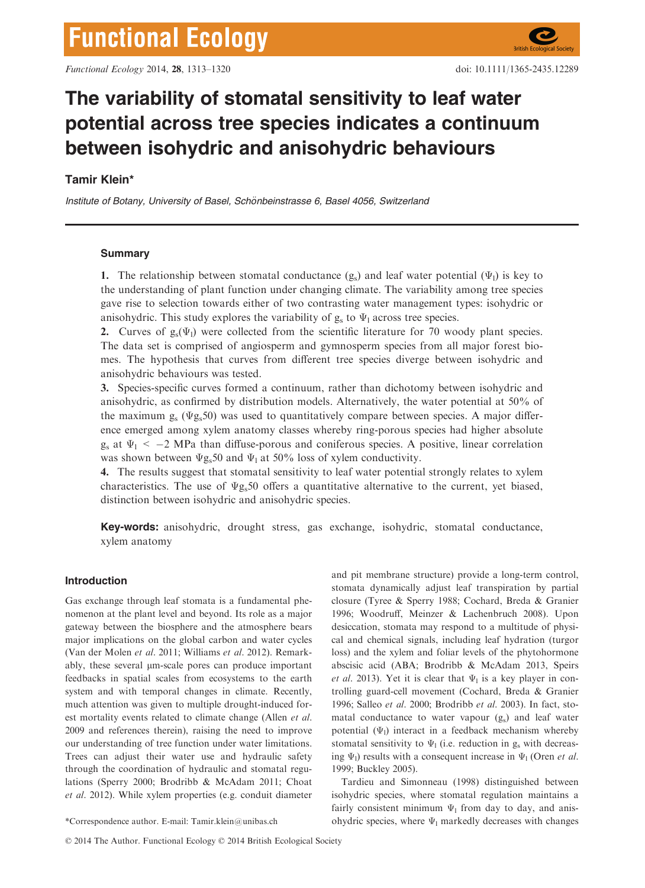# The variability of stomatal sensitivity to leaf water potential across tree species indicates a continuum between isohydric and anisohydric behaviours

**Tamir Klein***

*Institute of Botany, University of Basel, Schönbeinstrasse 6, Basel 4056, Switzerland*

## Summary

**1.** The relationship between stomatal conductance ($g_s$) and leaf water potential ($\Psi_l$) is key to the understanding of plant function under changing climate. The variability among tree species gave rise to selection towards either of two contrasting water management types: isohydric or anisohydric. This study explores the variability of $g_s$ to $\Psi_l$ across tree species.

**2.** Curves of $g_s(\Psi_l)$ were collected from the scientific literature for 70 woody plant species. The data set is comprised of angiosperm and gymnosperm species from all major forest biomes. The hypothesis that curves from different tree species diverge between isohydric and anisohydric behaviours was tested.

**3.** Species-specific curves formed a continuum, rather than dichotomy between isohydric and anisohydric, as confirmed by distribution models. Alternatively, the water potential at 50% of the maximum $g_s$ ($\Psi g_s50$) was used to quantitatively compare between species. A major difference emerged among xylem anatomy classes whereby ring-porous species had higher absolute $g_s$ at $\Psi_l < -2$ MPa than diffuse-porous and coniferous species. A positive, linear correlation was shown between $\Psi g_s50$ and $\Psi_l$ at 50% loss of xylem conductivity.

**4.** The results suggest that stomatal sensitivity to leaf water potential strongly relates to xylem characteristics. The use of $\Psi g_s50$ offers a quantitative alternative to the current, yet biased, distinction between isohydric and anisohydric species.

**Key-words:** anisohydric, drought stress, gas exchange, isohydric, stomatal conductance, xylem anatomy

## Introduction

Gas exchange through leaf stomata is a fundamental phenomenon at the plant level and beyond. Its role as a major gateway between the biosphere and the atmosphere bears major implications on the global carbon and water cycles (Van der Molen *et al*. 2011; Williams *et al*. 2012). Remarkably, these several μm-scale pores can produce important feedbacks in spatial scales from ecosystems to the earth system and with temporal changes in climate. Recently, much attention was given to multiple drought-induced forest mortality events related to climate change (Allen *et al*. 2009 and references therein), raising the need to improve our understanding of tree function under water limitations. Trees can adjust their water use and hydraulic safety through the coordination of hydraulic and stomatal regulations (Sperry 2000; Brodribb & McAdam 2011; Choat *et al*. 2012). While xylem properties (e.g. conduit diameter and pit membrane structure) provide a long-term control, stomata dynamically adjust leaf transpiration by partial closure (Tyree & Sperry 1988; Cochard, Breda & Granier 1996; Woodruff, Meinzer & Lachenbruch 2008). Upon desiccation, stomata may respond to a multitude of physical and chemical signals, including leaf hydration (turgor loss) and the xylem and foliar levels of the phytohormone abscisic acid (ABA; Brodribb & McAdam 2013, Speirs *et al*. 2013). Yet it is clear that $\Psi_l$ is a key player in controlling guard-cell movement (Cochard, Breda & Granier 1996; Salleo *et al*. 2000; Brodribb *et al*. 2003). In fact, stomatal conductance to water vapour ($g_s$) and leaf water potential ($\Psi_l$) interact in a feedback mechanism whereby stomatal sensitivity to $\Psi_l$ (i.e. reduction in $g_s$ with decreasing $\Psi_l$) results with a consequent increase in $\Psi_l$ (Oren *et al*. 1999; Buckley 2005).

Tardieu and Simonneau (1998) distinguished between isohydric species, where stomatal regulation maintains a fairly consistent minimum $\Psi_l$ from day to day, and anisohydric species, where $\Psi_l$ markedly decreases with changes

*Correspondence author. E-mail: Tamir.klein@unibas.ch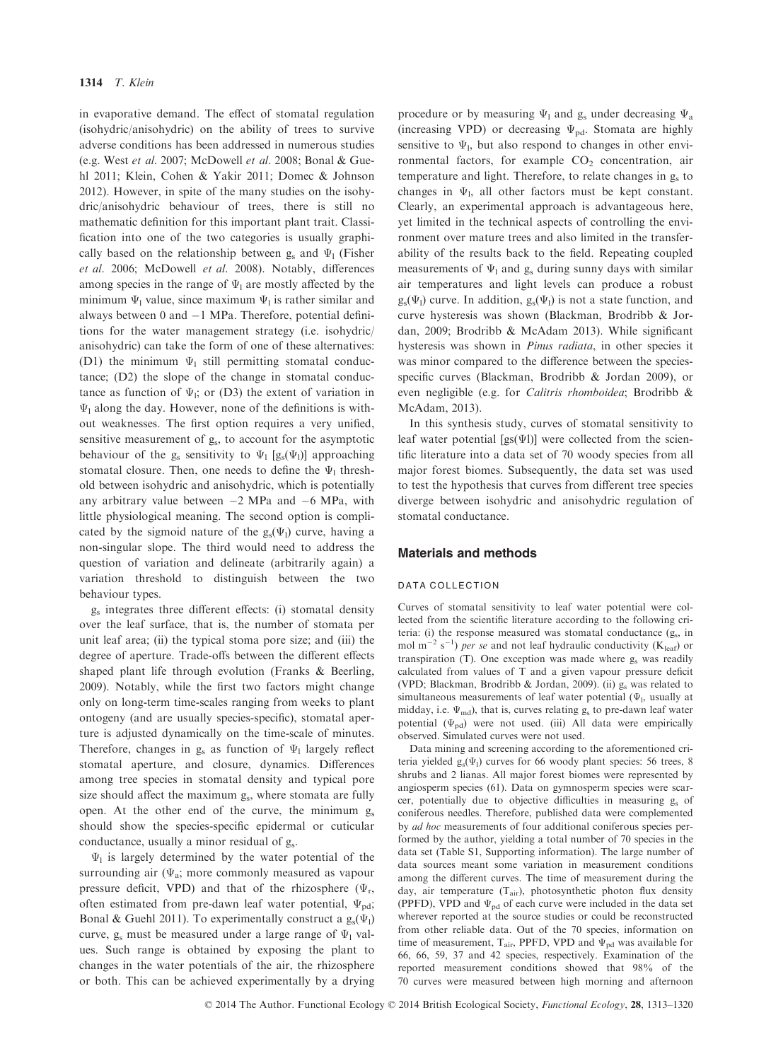in evaporative demand. The effect of stomatal regulation (isohydric/anisohydric) on the ability of trees to survive adverse conditions has been addressed in numerous studies (e.g. West *et al.* 2007; McDowell *et al.* 2008; Bonal & Guehl 2011; Klein, Cohen & Yakir 2011; Domec & Johnson 2012). However, in spite of the many studies on the isohydric/anisohydric behaviour of trees, there is still no mathematic definition for this important plant trait. Classification into one of the two categories is usually graphically based on the relationship between $g_s$ and $\Psi_l$ (Fisher *et al.* 2006; McDowell *et al.* 2008). Notably, differences among species in the range of $\Psi_l$ are mostly affected by the minimum $\Psi_l$ value, since maximum $\Psi_l$ is rather similar and always between 0 and $-1$ MPa. Therefore, potential definitions for the water management strategy (i.e. isohydric/anisohydric) can take the form of one of these alternatives: (D1) the minimum $\Psi_l$ still permitting stomatal conductance; (D2) the slope of the change in stomatal conductance as function of $\Psi_l$; or (D3) the extent of variation in $\Psi_l$ along the day. However, none of the definitions is without weaknesses. The first option requires a very unified, sensitive measurement of $g_s$, to account for the asymptotic behaviour of the $g_s$ sensitivity to $\Psi_l$ [$g_s(\Psi_l)$] approaching stomatal closure. Then, one needs to define the $\Psi_l$ threshold between isohydric and anisohydric, which is potentially any arbitrary value between $-2$ MPa and $-6$ MPa, with little physiological meaning. The second option is complicated by the sigmoid nature of the $g_s(\Psi_l)$ curve, having a non-singular slope. The third would need to address the question of variation and delineate (arbitrarily again) a variation threshold to distinguish between the two behaviour types.

$g_s$ integrates three different effects: (i) stomatal density over the leaf surface, that is, the number of stomata per unit leaf area; (ii) the typical stoma pore size; and (iii) the degree of aperture. Trade-offs between the different effects shaped plant life through evolution (Franks & Beerling, 2009). Notably, while the first two factors might change only on long-term time-scales ranging from weeks to plant ontogeny (and are usually species-specific), stomatal aperture is adjusted dynamically on the time-scale of minutes. Therefore, changes in $g_s$ as function of $\Psi_l$ largely reflect stomatal aperture, and closure, dynamics. Differences among tree species in stomatal density and typical pore size should affect the maximum $g_s$, where stomata are fully open. At the other end of the curve, the minimum $g_s$ should show the species-specific epidermal or cuticular conductance, usually a minor residual of $g_s$.

$\Psi_l$ is largely determined by the water potential of the surrounding air ($\Psi_a$; more commonly measured as vapour pressure deficit, VPD) and that of the rhizosphere ($\Psi_r$, often estimated from pre-dawn leaf water potential, $\Psi_{pd}$; Bonal & Guehl 2011). To experimentally construct a $g_s(\Psi_l)$ curve, $g_s$ must be measured under a large range of $\Psi_l$ values. Such range is obtained by exposing the plant to changes in the water potentials of the air, the rhizosphere or both. This can be achieved experimentally by a drying procedure or by measuring $\Psi_l$ and $g_s$ under decreasing $\Psi_a$ (increasing VPD) or decreasing $\Psi_{pd}$. Stomata are highly sensitive to $\Psi_l$, but also respond to changes in other environmental factors, for example $CO_2$ concentration, air temperature and light. Therefore, to relate changes in $g_s$ to changes in $\Psi_l$, all other factors must be kept constant. Clearly, an experimental approach is advantageous here, yet limited in the technical aspects of controlling the environment over mature trees and also limited in the transferability of the results back to the field. Repeating coupled measurements of $\Psi_l$ and $g_s$ during sunny days with similar air temperatures and light levels can produce a robust $g_s(\Psi_l)$ curve. In addition, $g_s(\Psi_l)$ is not a state function, and curve hysteresis was shown (Blackman, Brodribb & Jordan, 2009; Brodribb & McAdam 2013). While significant hysteresis was shown in *Pinus radiata*, in other species it was minor compared to the difference between the species-specific curves (Blackman, Brodribb & Jordan 2009), or even negligible (e.g. for *Calitris rhomboidea*; Brodribb & McAdam, 2013).

In this synthesis study, curves of stomatal sensitivity to leaf water potential [$gs(\Psi l)$] were collected from the scientific literature into a data set of 70 woody species from all major forest biomes. Subsequently, the data set was used to test the hypothesis that curves from different tree species diverge between isohydric and anisohydric regulation of stomatal conductance.

## Materials and methods

### DATA COLLECTION

Curves of stomatal sensitivity to leaf water potential were collected from the scientific literature according to the following criteria: (i) the response measured was stomatal conductance ($g_s$, in mol m$^{-2}$ s$^{-1}$) *per se* and not leaf hydraulic conductivity ($K_{leaf}$) or transpiration (T). One exception was made where $g_s$ was readily calculated from values of T and a given vapour pressure deficit (VPD; Blackman, Brodribb & Jordan, 2009). (ii) $g_s$ was related to simultaneous measurements of leaf water potential ($\Psi_l$, usually at midday, i.e. $\Psi_{md}$), that is, curves relating $g_s$ to pre-dawn leaf water potential ($\Psi_{pd}$) were not used. (iii) All data were empirically observed. Simulated curves were not used.

Data mining and screening according to the aforementioned criteria yielded $g_s(\Psi_l)$ curves for 66 woody plant species: 56 trees, 8 shrubs and 2 lianas. All major forest biomes were represented by angiosperm species (61). Data on gymnosperm species were scarcer, potentially due to objective difficulties in measuring $g_s$ of coniferous needles. Therefore, published data were complemented by *ad hoc* measurements of four additional coniferous species performed by the author, yielding a total number of 70 species in the data set (Table S1, Supporting information). The large number of data sources meant some variation in measurement conditions among the different curves. The time of measurement during the day, air temperature ($T_{air}$), photosynthetic photon flux density (PPFD), VPD and $\Psi_{pd}$ of each curve were included in the data set wherever reported at the source studies or could be reconstructed from other reliable data. Out of the 70 species, information on time of measurement, $T_{air}$, PPFD, VPD and $\Psi_{pd}$ was available for 66, 66, 59, 37 and 42 species, respectively. Examination of the reported measurement conditions showed that 98% of the 70 curves were measured between high morning and afternoon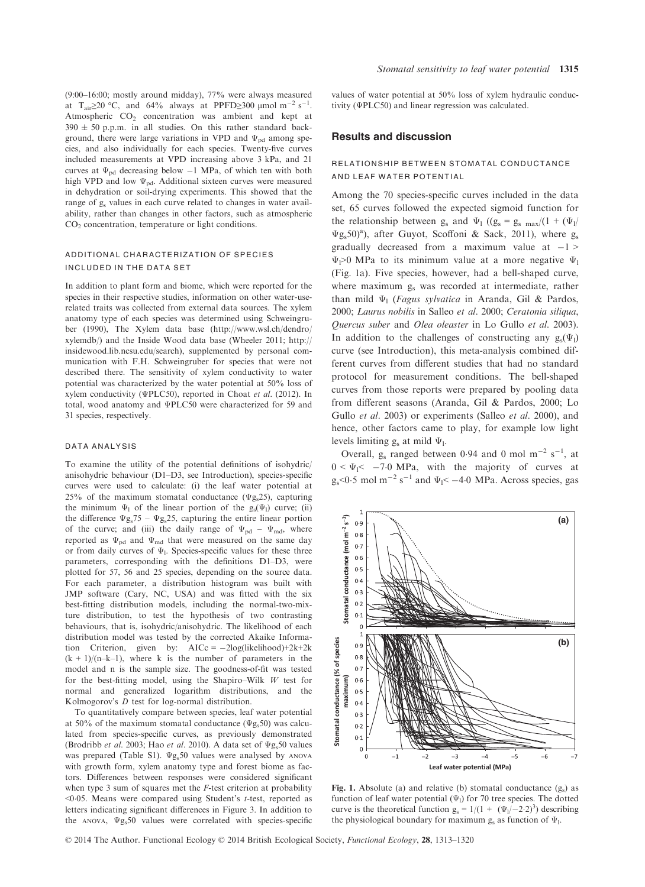(9:00–16:00; mostly around midday), 77% were always measured at $T_{air} \geq 20$ °C, and 64% always at PPFD≥300 μmol m$^{-2}$ s$^{-1}$. Atmospheric $CO_2$ concentration was ambient and kept at 390 ± 50 p.p.m. in all studies. On this rather standard background, there were large variations in VPD and $\Psi_{pd}$ among species, and also individually for each species. Twenty-five curves included measurements at VPD increasing above 3 kPa, and 21 curves at $\Psi_{pd}$ decreasing below −1 MPa, of which ten with both high VPD and low $\Psi_{pd}$. Additional sixteen curves were measured in dehydration or soil-drying experiments. This showed that the range of $g_s$ values in each curve related to changes in water availability, rather than changes in other factors, such as atmospheric $CO_2$ concentration, temperature or light conditions.

### ADDITIONAL CHARACTERIZATION OF SPECIES INCLUDED IN THE DATA SET

In addition to plant form and biome, which were reported for the species in their respective studies, information on other water-use-related traits was collected from external data sources. The xylem anatomy type of each species was determined using Schweingruber (1990), The Xylem data base (http://www.wsl.ch/dendro/xylemdb/) and the Inside Wood data base (Wheeler 2011; http://insidewood.lib.ncsu.edu/search), supplemented by personal communication with F.H. Schweingruber for species that were not described there. The sensitivity of xylem conductivity to water potential was characterized by the water potential at 50% loss of xylem conductivity (ΨPLC50), reported in Choat *et al*. (2012). In total, wood anatomy and ΨPLC50 were characterized for 59 and 31 species, respectively.

### DATA ANALYSIS

To examine the utility of the potential definitions of isohydric/anisohydric behaviour (D1–D3, see Introduction), species-specific curves were used to calculate: (i) the leaf water potential at 25% of the maximum stomatal conductance ($\Psi g_s 25$), capturing the minimum $\Psi_l$ of the linear portion of the $g_s(\Psi_l)$ curve; (ii) the difference $\Psi g_s 75 - \Psi g_s 25$, capturing the entire linear portion of the curve; and (iii) the daily range of $\Psi_{pd} - \Psi_{md}$, where reported as $\Psi_{pd}$ and $\Psi_{md}$ that were measured on the same day or from daily curves of $\Psi_l$. Species-specific values for these three parameters, corresponding with the definitions D1–D3, were plotted for 57, 56 and 25 species, depending on the source data. For each parameter, a distribution histogram was built with JMP software (Cary, NC, USA) and was fitted with the six best-fitting distribution models, including the normal-two-mixture distribution, to test the hypothesis of two contrasting behaviours, that is, isohydric/anisohydric. The likelihood of each distribution model was tested by the corrected Akaike Information Criterion, given by: $AICc = -2\log(\text{likelihood}) + 2k + 2k(k+1)/(n-k-1)$, where k is the number of parameters in the model and n is the sample size. The goodness-of-fit was tested for the best-fitting model, using the Shapiro–Wilk *W* test for normal and generalized logarithm distributions, and the Kolmogorov's *D* test for log-normal distribution.

To quantitatively compare between species, leaf water potential at 50% of the maximum stomatal conductance ($\Psi g_s 50$) was calculated from species-specific curves, as previously demonstrated (Brodribb *et al*. 2003; Hao *et al*. 2010). A data set of $\Psi g_s 50$ values was prepared (Table S1). $\Psi g_s 50$ values were analysed by ANOVA with growth form, xylem anatomy type and forest biome as factors. Differences between responses were considered significant when type 3 sum of squares met the *F*-test criterion at probability <0·05. Means were compared using Student's *t*-test, reported as letters indicating significant differences in Figure 3. In addition to the ANOVA, $\Psi g_s 50$ values were correlated with species-specific values of water potential at 50% loss of xylem hydraulic conductivity (ΨPLC50) and linear regression was calculated.

## Results and discussion

### RELATIONSHIP BETWEEN STOMATAL CONDUCTANCE AND LEAF WATER POTENTIAL

Among the 70 species-specific curves included in the data set, 65 curves followed the expected sigmoid function for the relationship between $g_s$ and $\Psi_l$ ($(g_s = g_{s\ max}/(1 + (\Psi_l/\Psi g_s 50)^a)$), after Guyot, Scoffoni & Sack, 2011), where $g_s$ gradually decreased from a maximum value at $-1 > \Psi_l > 0$ MPa to its minimum value at a more negative $\Psi_l$ (Fig. 1a). Five species, however, had a bell-shaped curve, where maximum $g_s$ was recorded at intermediate, rather than mild $\Psi_l$ (*Fagus sylvatica* in Aranda, Gil & Pardos, 2000; *Laurus nobilis* in Salleo *et al*. 2000; *Ceratonia siliqua*, *Quercus suber* and *Olea oleaster* in Lo Gullo *et al*. 2003). In addition to the challenges of constructing any $g_s(\Psi_l)$ curve (see Introduction), this meta-analysis combined different curves from different studies that had no standard protocol for measurement conditions. The bell-shaped curves from those reports were prepared by pooling data from different seasons (Aranda, Gil & Pardos, 2000; Lo Gullo *et al*. 2003) or experiments (Salleo *et al*. 2000), and hence, other factors came to play, for example low light levels limiting $g_s$ at mild $\Psi_l$.

Overall, $g_s$ ranged between 0·94 and 0 mol m$^{-2}$ s$^{-1}$, at $0 < \Psi_l < -7{\cdot}0$ MPa, with the majority of curves at $g_s$<0·5 mol m$^{-2}$ s$^{-1}$ and $\Psi_l$< −4·0 MPa. Across species, gas

**Fig. 1.** Absolute (a) and relative (b) stomatal conductance ($g_s$) as function of leaf water potential ($\Psi_l$) for 70 tree species. The dotted curve is the theoretical function $g_s = 1/(1 + (\Psi_l/-2{\cdot}2)^3)$ describing the physiological boundary for maximum $g_s$ as function of $\Psi_l$.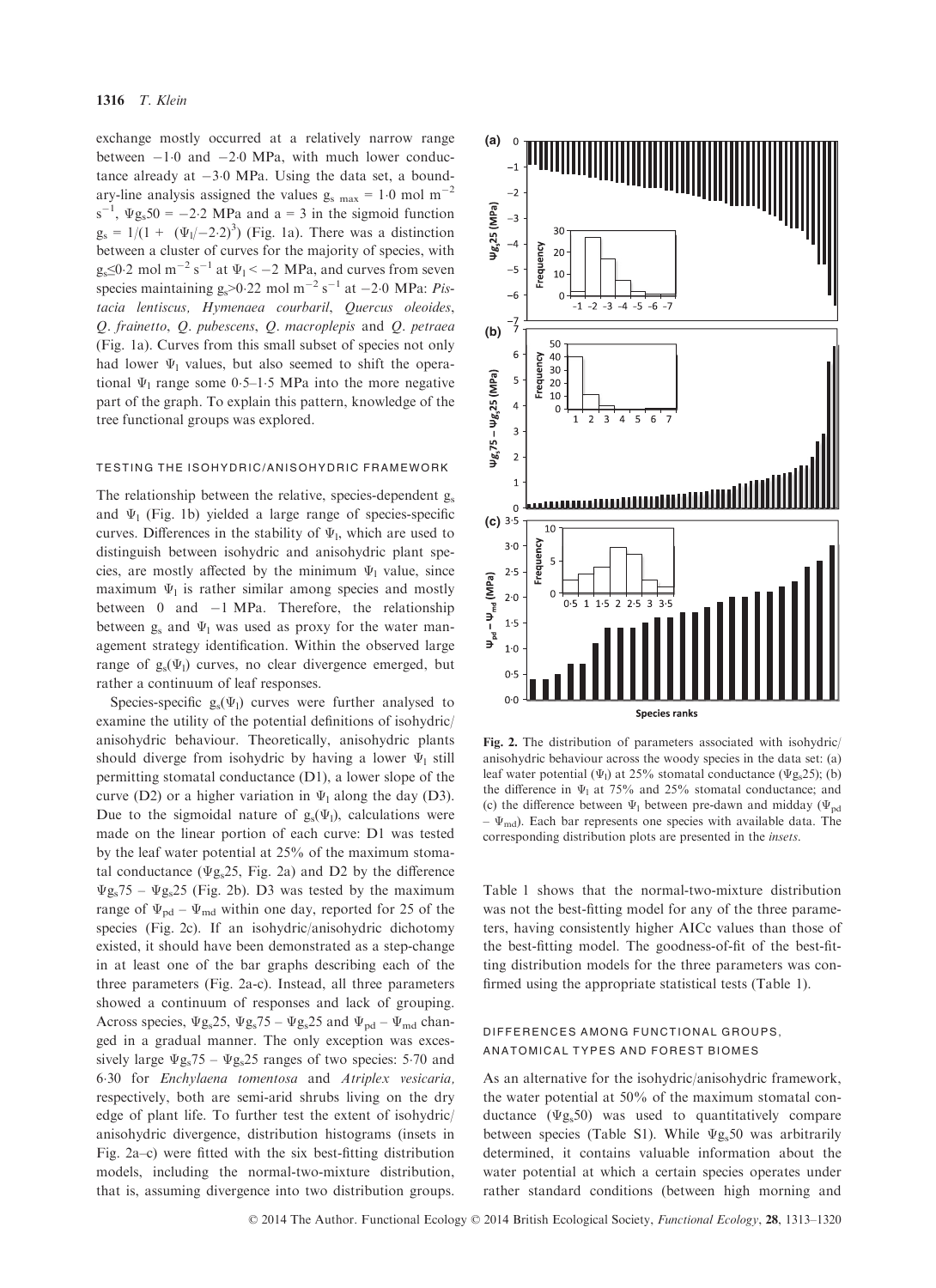exchange mostly occurred at a relatively narrow range between −1·0 and −2·0 MPa, with much lower conductance already at −3·0 MPa. Using the data set, a boundary-line analysis assigned the values $g_{s\ max}$ = 1·0 mol m$^{-2}$ s$^{-1}$, $\Psi g_s50$ = −2·2 MPa and a = 3 in the sigmoid function $g_s = 1/(1 + (\Psi_l/-2{\cdot}2)^3)$ (Fig. 1a). There was a distinction between a cluster of curves for the majority of species, with $g_s \leq 0{\cdot}2$ mol m$^{-2}$ s$^{-1}$ at $\Psi_l < -2$ MPa, and curves from seven species maintaining $g_s > 0{\cdot}22$ mol m$^{-2}$ s$^{-1}$ at −2·0 MPa: *Pistacia lentiscus, Hymenaea courbaril, Quercus oleoides, Q. frainetto, Q. pubescens, Q. macroplepis* and *Q. petraea* (Fig. 1a). Curves from this small subset of species not only had lower $\Psi_l$ values, but also seemed to shift the operational $\Psi_l$ range some 0·5–1·5 MPa into the more negative part of the graph. To explain this pattern, knowledge of the tree functional groups was explored.

### TESTING THE ISOHYDRIC/ANISOHYDRIC FRAMEWORK

The relationship between the relative, species-dependent $g_s$ and $\Psi_l$ (Fig. 1b) yielded a large range of species-specific curves. Differences in the stability of $\Psi_l$, which are used to distinguish between isohydric and anisohydric plant species, are mostly affected by the minimum $\Psi_l$ value, since maximum $\Psi_l$ is rather similar among species and mostly between 0 and −1 MPa. Therefore, the relationship between $g_s$ and $\Psi_l$ was used as proxy for the water management strategy identification. Within the observed large range of $g_s(\Psi_l)$ curves, no clear divergence emerged, but rather a continuum of leaf responses.

Species-specific $g_s(\Psi_l)$ curves were further analysed to examine the utility of the potential definitions of isohydric/anisohydric behaviour. Theoretically, anisohydric plants should diverge from isohydric by having a lower $\Psi_l$ still permitting stomatal conductance (D1), a lower slope of the curve (D2) or a higher variation in $\Psi_l$ along the day (D3). Due to the sigmoidal nature of $g_s(\Psi_l)$, calculations were made on the linear portion of each curve: D1 was tested by the leaf water potential at 25% of the maximum stomatal conductance ($\Psi g_s25$, Fig. 2a) and D2 by the difference $\Psi g_s75 - \Psi g_s25$ (Fig. 2b). D3 was tested by the maximum range of $\Psi_{pd} - \Psi_{md}$ within one day, reported for 25 of the species (Fig. 2c). If an isohydric/anisohydric dichotomy existed, it should have been demonstrated as a step-change in at least one of the bar graphs describing each of the three parameters (Fig. 2a-c). Instead, all three parameters showed a continuum of responses and lack of grouping. Across species, $\Psi g_s25$, $\Psi g_s75 - \Psi g_s25$ and $\Psi_{pd} - \Psi_{md}$ changed in a gradual manner. The only exception was excessively large $\Psi g_s75 - \Psi g_s25$ ranges of two species: 5·70 and 6·30 for *Enchylaena tomentosa* and *Atriplex vesicaria,* respectively, both are semi-arid shrubs living on the dry edge of plant life. To further test the extent of isohydric/anisohydric divergence, distribution histograms (insets in Fig. 2a–c) were fitted with the six best-fitting distribution models, including the normal-two-mixture distribution, that is, assuming divergence into two distribution groups.

**Fig. 2.** The distribution of parameters associated with isohydric/anisohydric behaviour across the woody species in the data set: (a) leaf water potential ($\Psi_l$) at 25% stomatal conductance ($\Psi g_s25$); (b) the difference in $\Psi_l$ at 75% and 25% stomatal conductance; and (c) the difference between $\Psi_l$ between pre-dawn and midday ($\Psi_{pd} - \Psi_{md}$). Each bar represents one species with available data. The corresponding distribution plots are presented in the *insets*.

Table 1 shows that the normal-two-mixture distribution was not the best-fitting model for any of the three parameters, having consistently higher AICc values than those of the best-fitting model. The goodness-of-fit of the best-fitting distribution models for the three parameters was confirmed using the appropriate statistical tests (Table 1).

### DIFFERENCES AMONG FUNCTIONAL GROUPS, ANATOMICAL TYPES AND FOREST BIOMES

As an alternative for the isohydric/anisohydric framework, the water potential at 50% of the maximum stomatal conductance ($\Psi g_s50$) was used to quantitatively compare between species (Table S1). While $\Psi g_s50$ was arbitrarily determined, it contains valuable information about the water potential at which a certain species operates under rather standard conditions (between high morning and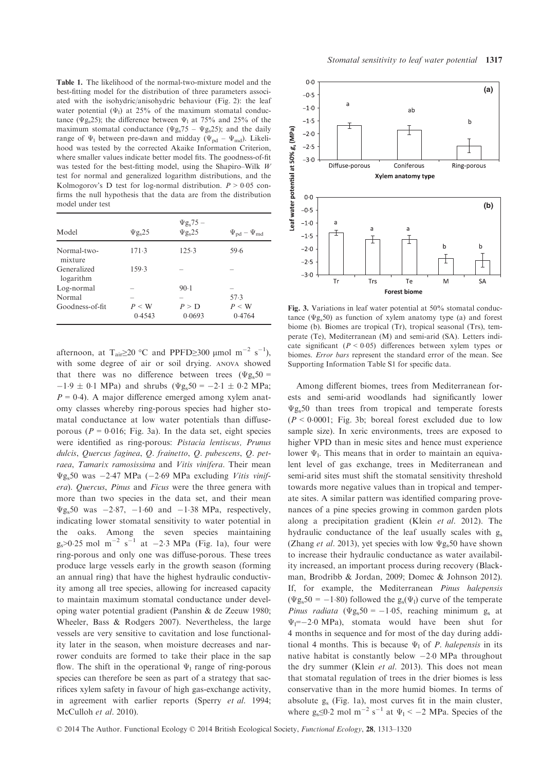**Table 1.** The likelihood of the normal-two-mixture model and the best-fitting model for the distribution of three parameters associated with the isohydric/anisohydric behaviour (Fig. 2): the leaf water potential ($\Psi_l$) at 25% of the maximum stomatal conductance ($\Psi g_s 25$); the difference between $\Psi_l$ at 75% and 25% of the maximum stomatal conductance ($\Psi g_s 75 - \Psi g_s 25$); and the daily range of $\Psi_l$ between pre-dawn and midday ($\Psi_{pd} - \Psi_{md}$). Likelihood was tested by the corrected Akaike Information Criterion, where smaller values indicate better model fits. The goodness-of-fit was tested for the best-fitting model, using the Shapiro–Wilk *W* test for normal and generalized logarithm distributions, and the Kolmogorov's D test for log-normal distribution. $P > 0.05$ confirms the null hypothesis that the data are from the distribution model under test

| Model | $\Psi g_s 25$ | $\Psi g_s 75 - \Psi g_s 25$ | $\Psi_{pd} - \Psi_{md}$ |
|---|---|---|---|
| Normal-two-mixture | 171·3 | 125·3 | 59·6 |
| Generalized logarithm | 159·3 | – | – |
| Log-normal | – | 90·1 | – |
| Normal | – | – | 57·3 |
| Goodness-of-fit | $P < W$ 0·4543 | $P > D$ 0·0693 | $P < W$ 0·4764 |

afternoon, at $T_{air} \geq 20$ °C and PPFD$\geq$300 μmol m$^{-2}$ s$^{-1}$), with some degree of air or soil drying. ANOVA showed that there was no difference between trees ($\Psi g_s 50 = -1{\cdot}9 \pm 0{\cdot}1$ MPa) and shrubs ($\Psi g_s 50 = -2{\cdot}1 \pm 0{\cdot}2$ MPa; $P = 0{\cdot}4$). A major difference emerged among xylem anatomy classes whereby ring-porous species had higher stomatal conductance at low water potentials than diffuse-porous ($P = 0{\cdot}016$; Fig. 3a). In the data set, eight species were identified as ring-porous: *Pistacia lentiscus, Prunus dulcis*, *Quercus faginea*, *Q. frainetto*, *Q. pubescens*, *Q. petraea*, *Tamarix ramosissima* and *Vitis vinifera*. Their mean $\Psi g_s 50$ was −2·47 MPa (−2·69 MPa excluding *Vitis vinifera*). *Quercus*, *Pinus* and *Ficus* were the three genera with more than two species in the data set, and their mean $\Psi g_s 50$ was −2·87, −1·60 and −1·38 MPa, respectively, indicating lower stomatal sensitivity to water potential in the oaks. Among the seven species maintaining $g_s$>0·25 mol m$^{-2}$ s$^{-1}$ at −2·3 MPa (Fig. 1a), four were ring-porous and only one was diffuse-porous. These trees produce large vessels early in the growth season (forming an annual ring) that have the highest hydraulic conductivity among all tree species, allowing for increased capacity to maintain maximum stomatal conductance under developing water potential gradient (Panshin & de Zeeuw 1980; Wheeler, Bass & Rodgers 2007). Nevertheless, the large vessels are very sensitive to cavitation and lose functionality later in the season, when moisture decreases and narrower conduits are formed to take their place in the sap flow. The shift in the operational $\Psi_l$ range of ring-porous species can therefore be seen as part of a strategy that sacrifices xylem safety in favour of high gas-exchange activity, in agreement with earlier reports (Sperry *et al.* 1994; McCulloh *et al.* 2010).

**Fig. 3.** Variations in leaf water potential at 50% stomatal conductance ($\Psi g_s 50$) as function of xylem anatomy type (a) and forest biome (b). Biomes are tropical (Tr), tropical seasonal (Trs), temperate (Te), Mediterranean (M) and semi-arid (SA). Letters indicate significant ($P < 0{\cdot}05$) differences between xylem types or biomes. *Error bars* represent the standard error of the mean. See Supporting Information Table S1 for specific data.

Among different biomes, trees from Mediterranean forests and semi-arid woodlands had significantly lower $\Psi g_s 50$ than trees from tropical and temperate forests ($P < 0{\cdot}0001$; Fig. 3b; boreal forest excluded due to low sample size). In xeric environments, trees are exposed to higher VPD than in mesic sites and hence must experience lower $\Psi_l$. This means that in order to maintain an equivalent level of gas exchange, trees in Mediterranean and semi-arid sites must shift the stomatal sensitivity threshold towards more negative values than in tropical and temperate sites. A similar pattern was identified comparing provenances of a pine species growing in common garden plots along a precipitation gradient (Klein *et al.* 2012). The hydraulic conductance of the leaf usually scales with $g_s$ (Zhang *et al.* 2013), yet species with low $\Psi g_s 50$ have shown to increase their hydraulic conductance as water availability increased, an important process during recovery (Blackman, Brodribb & Jordan, 2009; Domec & Johnson 2012). If, for example, the Mediterranean *Pinus halepensis* ($\Psi g_s 50 = -1{\cdot}80$) followed the $g_s(\Psi_l)$ curve of the temperate *Pinus radiata* ($\Psi g_s 50 = -1{\cdot}05$, reaching minimum $g_s$ at $\Psi_l$=−2·0 MPa), stomata would have been shut for 4 months in sequence and for most of the day during additional 4 months. This is because $\Psi_l$ of *P. halepensis* in its native habitat is constantly below −2·0 MPa throughout the dry summer (Klein *et al.* 2013). This does not mean that stomatal regulation of trees in the drier biomes is less conservative than in the more humid biomes. In terms of absolute $g_s$ (Fig. 1a), most curves fit in the main cluster, where $g_s$≤0·2 mol m$^{-2}$ s$^{-1}$ at $\Psi_l$ < −2 MPa. Species of the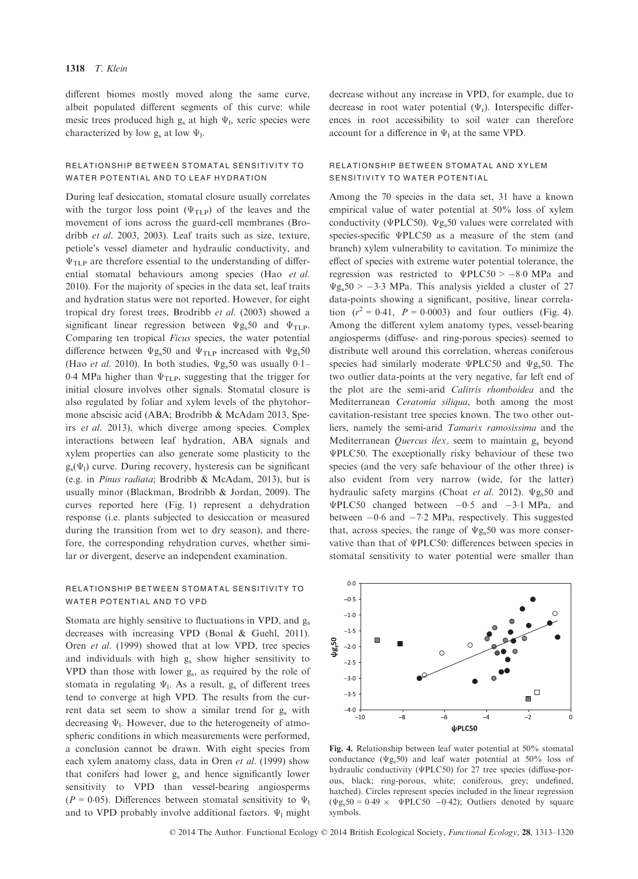different biomes mostly moved along the same curve, albeit populated different segments of this curve: while mesic trees produced high $g_s$ at high $\Psi_l$, xeric species were characterized by low $g_s$ at low $\Psi_l$.

### RELATIONSHIP BETWEEN STOMATAL SENSITIVITY TO WATER POTENTIAL AND TO LEAF HYDRATION

During leaf desiccation, stomatal closure usually correlates with the turgor loss point ($\Psi_{TLP}$) of the leaves and the movement of ions across the guard-cell membranes (Brodribb *et al.* 2003, 2003). Leaf traits such as size, texture, petiole's vessel diameter and hydraulic conductivity, and $\Psi_{TLP}$ are therefore essential to the understanding of differential stomatal behaviours among species (Hao *et al.* 2010). For the majority of species in the data set, leaf traits and hydration status were not reported. However, for eight tropical dry forest trees, Brodribb *et al.* (2003) showed a significant linear regression between $\Psi g_s 50$ and $\Psi_{TLP}$. Comparing ten tropical *Ficus* species, the water potential difference between $\Psi g_s 50$ and $\Psi_{TLP}$ increased with $\Psi g_s 50$ (Hao *et al.* 2010). In both studies, $\Psi g_s 50$ was usually 0·1–0·4 MPa higher than $\Psi_{TLP}$, suggesting that the trigger for initial closure involves other signals. Stomatal closure is also regulated by foliar and xylem levels of the phytohormone abscisic acid (ABA; Brodribb & McAdam 2013, Speirs *et al.* 2013), which diverge among species. Complex interactions between leaf hydration, ABA signals and xylem properties can also generate some plasticity to the $g_s(\Psi_l)$ curve. During recovery, hysteresis can be significant (e.g. in *Pinus radiata*; Brodribb & McAdam, 2013), but is usually minor (Blackman, Brodribb & Jordan, 2009). The curves reported here (Fig. 1) represent a dehydration response (i.e. plants subjected to desiccation or measured during the transition from wet to dry season), and therefore, the corresponding rehydration curves, whether similar or divergent, deserve an independent examination.

### RELATIONSHIP BETWEEN STOMATAL SENSITIVITY TO WATER POTENTIAL AND TO VPD

Stomata are highly sensitive to fluctuations in VPD, and $g_s$ decreases with increasing VPD (Bonal & Guehl, 2011). Oren *et al.* (1999) showed that at low VPD, tree species and individuals with high $g_s$ show higher sensitivity to VPD than those with lower $g_s$, as required by the role of stomata in regulating $\Psi_l$. As a result, $g_s$ of different trees tend to converge at high VPD. The results from the current data set seem to show a similar trend for $g_s$ with decreasing $\Psi_l$. However, due to the heterogeneity of atmospheric conditions in which measurements were performed, a conclusion cannot be drawn. With eight species from each xylem anatomy class, data in Oren *et al.* (1999) show that conifers had lower $g_s$ and hence significantly lower sensitivity to VPD than vessel-bearing angiosperms ($P = 0{\cdot}05$). Differences between stomatal sensitivity to $\Psi_l$ and to VPD probably involve additional factors. $\Psi_l$ might decrease without any increase in VPD, for example, due to decrease in root water potential ($\Psi_r$). Interspecific differences in root accessibility to soil water can therefore account for a difference in $\Psi_l$ at the same VPD.

### RELATIONSHIP BETWEEN STOMATAL AND XYLEM SENSITIVITY TO WATER POTENTIAL

Among the 70 species in the data set, 31 have a known empirical value of water potential at 50% loss of xylem conductivity ($\Psi$PLC50). $\Psi g_s 50$ values were correlated with species-specific $\Psi$PLC50 as a measure of the stem (and branch) xylem vulnerability to cavitation. To minimize the effect of species with extreme water potential tolerance, the regression was restricted to $\Psi$PLC50 > −8·0 MPa and $\Psi g_s 50$ > −3·3 MPa. This analysis yielded a cluster of 27 data-points showing a significant, positive, linear correlation ($r^2 = 0{\cdot}41$, $P = 0{\cdot}0003$) and four outliers (Fig. 4). Among the different xylem anatomy types, vessel-bearing angiosperms (diffuse- and ring-porous species) seemed to distribute well around this correlation, whereas coniferous species had similarly moderate $\Psi$PLC50 and $\Psi g_s 50$. The two outlier data-points at the very negative, far left end of the plot are the semi-arid *Calitris rhomboidea* and the Mediterranean *Ceratonia siliqua*, both among the most cavitation-resistant tree species known. The two other outliers, namely the semi-arid *Tamarix ramosissima* and the Mediterranean *Quercus ilex*, seem to maintain $g_s$ beyond $\Psi$PLC50. The exceptionally risky behaviour of these two species (and the very safe behaviour of the other three) is also evident from very narrow (wide, for the latter) hydraulic safety margins (Choat *et al.* 2012). $\Psi g_s 50$ and $\Psi$PLC50 changed between −0·5 and −3·1 MPa, and between −0·6 and −7·2 MPa, respectively. This suggested that, across species, the range of $\Psi g_s 50$ was more conservative than that of $\Psi$PLC50: differences between species in stomatal sensitivity to water potential were smaller than

**Fig. 4.** Relationship between leaf water potential at 50% stomatal conductance ($\Psi g_s 50$) and leaf water potential at 50% loss of hydraulic conductivity ($\Psi$PLC50) for 27 tree species (diffuse-porous, black; ring-porous, white; coniferous, grey; undefined, hatched). Circles represent species included in the linear regression ($\Psi g_s 50 = 0{\cdot}49 \times \Psi\text{PLC50} - 0{\cdot}42$); Outliers denoted by square symbols.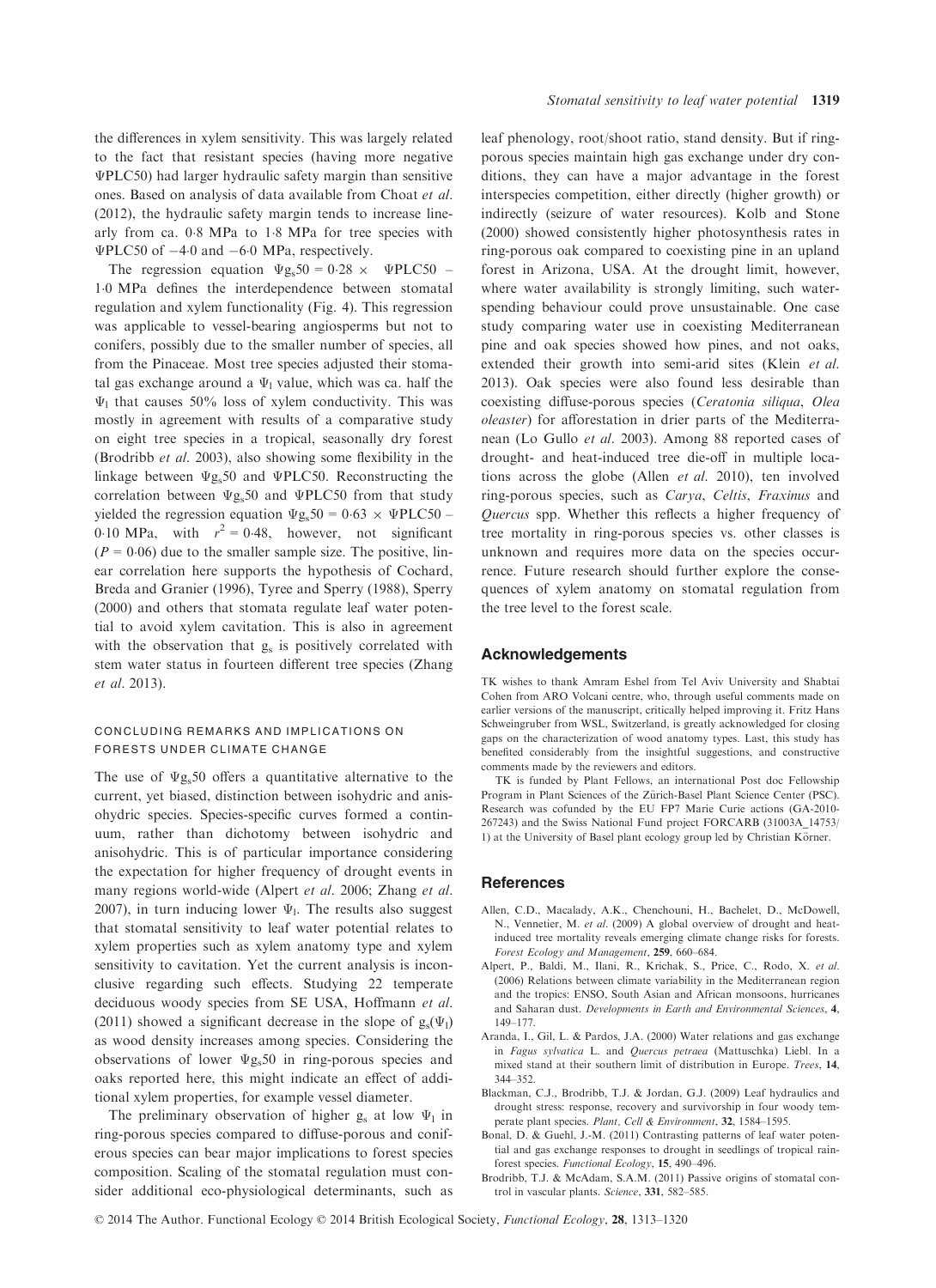the differences in xylem sensitivity. This was largely related to the fact that resistant species (having more negative ΨPLC50) had larger hydraulic safety margin than sensitive ones. Based on analysis of data available from Choat *et al.* (2012), the hydraulic safety margin tends to increase linearly from ca. 0·8 MPa to 1·8 MPa for tree species with ΨPLC50 of −4·0 and −6·0 MPa, respectively.

The regression equation $\Psi g_s50 = 0{\cdot}28 \times \Psi PLC50 - 1{\cdot}0$ MPa defines the interdependence between stomatal regulation and xylem functionality (Fig. 4). This regression was applicable to vessel-bearing angiosperms but not to conifers, possibly due to the smaller number of species, all from the Pinaceae. Most tree species adjusted their stomatal gas exchange around a $\Psi_l$ value, which was ca. half the $\Psi_l$ that causes 50% loss of xylem conductivity. This was mostly in agreement with results of a comparative study on eight tree species in a tropical, seasonally dry forest (Brodribb *et al.* 2003), also showing some flexibility in the linkage between $\Psi g_s50$ and ΨPLC50. Reconstructing the correlation between $\Psi g_s50$ and ΨPLC50 from that study yielded the regression equation $\Psi g_s50 = 0{\cdot}63 \times \Psi PLC50 - 0{\cdot}10$ MPa, with $r^2 = 0{\cdot}48$, however, not significant ($P = 0{\cdot}06$) due to the smaller sample size. The positive, linear correlation here supports the hypothesis of Cochard, Breda and Granier (1996), Tyree and Sperry (1988), Sperry (2000) and others that stomata regulate leaf water potential to avoid xylem cavitation. This is also in agreement with the observation that $g_s$ is positively correlated with stem water status in fourteen different tree species (Zhang *et al.* 2013).

## CONCLUDING REMARKS AND IMPLICATIONS ON FORESTS UNDER CLIMATE CHANGE

The use of $\Psi g_s50$ offers a quantitative alternative to the current, yet biased, distinction between isohydric and anisohydric species. Species-specific curves formed a continuum, rather than dichotomy between isohydric and anisohydric. This is of particular importance considering the expectation for higher frequency of drought events in many regions world-wide (Alpert *et al.* 2006; Zhang *et al.* 2007), in turn inducing lower $\Psi_l$. The results also suggest that stomatal sensitivity to leaf water potential relates to xylem properties such as xylem anatomy type and xylem sensitivity to cavitation. Yet the current analysis is inconclusive regarding such effects. Studying 22 temperate deciduous woody species from SE USA, Hoffmann *et al.* (2011) showed a significant decrease in the slope of $g_s(\Psi_l)$ as wood density increases among species. Considering the observations of lower $\Psi g_s50$ in ring-porous species and oaks reported here, this might indicate an effect of additional xylem properties, for example vessel diameter.

The preliminary observation of higher $g_s$ at low $\Psi_l$ in ring-porous species compared to diffuse-porous and coniferous species can bear major implications to forest species composition. Scaling of the stomatal regulation must consider additional eco-physiological determinants, such as leaf phenology, root/shoot ratio, stand density. But if ring-porous species maintain high gas exchange under dry conditions, they can have a major advantage in the forest interspecies competition, either directly (higher growth) or indirectly (seizure of water resources). Kolb and Stone (2000) showed consistently higher photosynthesis rates in ring-porous oak compared to coexisting pine in an upland forest in Arizona, USA. At the drought limit, however, where water availability is strongly limiting, such water-spending behaviour could prove unsustainable. One case study comparing water use in coexisting Mediterranean pine and oak species showed how pines, and not oaks, extended their growth into semi-arid sites (Klein *et al.* 2013). Oak species were also found less desirable than coexisting diffuse-porous species (*Ceratonia siliqua*, *Olea oleaster*) for afforestation in drier parts of the Mediterranean (Lo Gullo *et al.* 2003). Among 88 reported cases of drought- and heat-induced tree die-off in multiple locations across the globe (Allen *et al.* 2010), ten involved ring-porous species, such as *Carya*, *Celtis*, *Fraxinus* and *Quercus* spp. Whether this reflects a higher frequency of tree mortality in ring-porous species vs. other classes is unknown and requires more data on the species occurrence. Future research should further explore the consequences of xylem anatomy on stomatal regulation from the tree level to the forest scale.

## Acknowledgements

TK wishes to thank Amram Eshel from Tel Aviv University and Shabtai Cohen from ARO Volcani centre, who, through useful comments made on earlier versions of the manuscript, critically helped improving it. Fritz Hans Schweingruber from WSL, Switzerland, is greatly acknowledged for closing gaps on the characterization of wood anatomy types. Last, this study has benefited considerably from the insightful suggestions, and constructive comments made by the reviewers and editors.

TK is funded by Plant Fellows, an international Post doc Fellowship Program in Plant Sciences of the Zürich-Basel Plant Science Center (PSC). Research was cofunded by the EU FP7 Marie Curie actions (GA-2010-267243) and the Swiss National Fund project FORCARB (31003A_14753/1) at the University of Basel plant ecology group led by Christian Körner.

## References

Allen, C.D., Macalady, A.K., Chenchouni, H., Bachelet, D., McDowell, N., Vennetier, M. *et al.* (2009) A global overview of drought and heat-induced tree mortality reveals emerging climate change risks for forests. *Forest Ecology and Management*, **259**, 660–684.

Alpert, P., Baldi, M., Ilani, R., Krichak, S., Price, C., Rodo, X. *et al.* (2006) Relations between climate variability in the Mediterranean region and the tropics: ENSO, South Asian and African monsoons, hurricanes and Saharan dust. *Developments in Earth and Environmental Sciences*, **4**, 149–177.

Aranda, I., Gil, L. & Pardos, J.A. (2000) Water relations and gas exchange in *Fagus sylvatica* L. and *Quercus petraea* (Mattuschka) Liebl. In a mixed stand at their southern limit of distribution in Europe. *Trees*, **14**, 344–352.

Blackman, C.J., Brodribb, T.J. & Jordan, G.J. (2009) Leaf hydraulics and drought stress: response, recovery and survivorship in four woody temperate plant species. *Plant, Cell & Environment*, **32**, 1584–1595.

Bonal, D. & Guehl, J.-M. (2011) Contrasting patterns of leaf water potential and gas exchange responses to drought in seedlings of tropical rainforest species. *Functional Ecology*, **15**, 490–496.

Brodribb, T.J. & McAdam, S.A.M. (2011) Passive origins of stomatal control in vascular plants. *Science*, **331**, 582–585.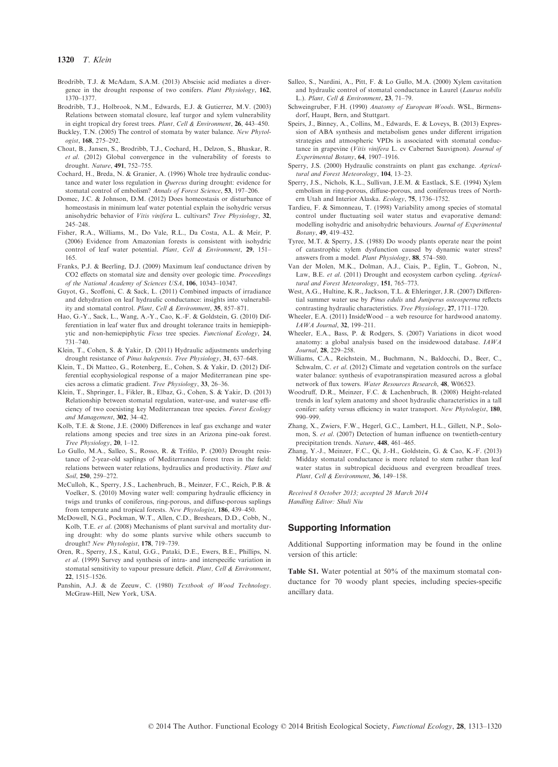Brodribb, T.J. & McAdam, S.A.M. (2013) Abscisic acid mediates a divergence in the drought response of two conifers. *Plant Physiology*, **162**, 1370–1377.

Brodribb, T.J., Holbrook, N.M., Edwards, E.J. & Gutierrez, M.V. (2003) Relations between stomatal closure, leaf turgor and xylem vulnerability in eight tropical dry forest trees. *Plant, Cell & Environment*, **26**, 443–450.

Buckley, T.N. (2005) The control of stomata by water balance. *New Phytologist*, **168**, 275–292.

Choat, B., Jansen, S., Brodribb, T.J., Cochard, H., Delzon, S., Bhaskar, R. *et al.* (2012) Global convergence in the vulnerability of forests to drought. *Nature*, **491**, 752–755.

Cochard, H., Breda, N. & Granier, A. (1996) Whole tree hydraulic conductance and water loss regulation in *Quercus* during drought: evidence for stomatal control of embolism? *Annals of Forest Science*, **53**, 197–206.

Domec, J.C. & Johnson, D.M. (2012) Does homeostasis or disturbance of homeostasis in minimum leaf water potential explain the isohydric versus anisohydric behavior of *Vitis vinifera* L. cultivars? *Tree Physiology*, **32**, 245–248.

Fisher, R.A., Williams, M., Do Vale, R.L., Da Costa, A.L. & Meir, P. (2006) Evidence from Amazonian forests is consistent with isohydric control of leaf water potential. *Plant, Cell & Environment*, **29**, 151–165.

Franks, P.J. & Beerling, D.J. (2009) Maximum leaf conductance driven by CO2 effects on stomatal size and density over geologic time. *Proceedings of the National Academy of Sciences USA*, **106**, 10343–10347.

Guyot, G., Scoffoni, C. & Sack, L. (2011) Combined impacts of irradiance and dehydration on leaf hydraulic conductance: insights into vulnerability and stomatal control. *Plant, Cell & Environment*, **35**, 857–871.

Hao, G.-Y., Sack, L., Wang, A.-Y., Cao, K.-F. & Goldstein, G. (2010) Differentiation in leaf water flux and drought tolerance traits in hemiepiphytic and non-hemiepiphytic *Ficus* tree species. *Functional Ecology*, **24**, 731–740.

Klein, T., Cohen, S. & Yakir, D. (2011) Hydraulic adjustments underlying drought resistance of *Pinus halepensis*. *Tree Physiology*, **31**, 637–648.

Klein, T., Di Matteo, G., Rotenberg, E., Cohen, S. & Yakir, D. (2012) Differential ecophysiological response of a major Mediterranean pine species across a climatic gradient. *Tree Physiology*, **33**, 26–36.

Klein, T., Shpringer, I., Fikler, B., Elbaz, G., Cohen, S. & Yakir, D. (2013) Relationship between stomatal regulation, water-use, and water-use efficiency of two coexisting key Mediterranean tree species. *Forest Ecology and Management*, **302**, 34–42.

Kolb, T.E. & Stone, J.E. (2000) Differences in leaf gas exchange and water relations among species and tree sizes in an Arizona pine-oak forest. *Tree Physiology*, **20**, 1–12.

Lo Gullo, M.A., Salleo, S., Rosso, R. & Trifilo, P. (2003) Drought resistance of 2-year-old saplings of Mediterranean forest trees in the field: relations between water relations, hydraulics and productivity. *Plant and Soil*, **250**, 259–272.

McCulloh, K., Sperry, J.S., Lachenbruch, B., Meinzer, F.C., Reich, P.B. & Voelker, S. (2010) Moving water well: comparing hydraulic efficiency in twigs and trunks of coniferous, ring-porous, and diffuse-porous saplings from temperate and tropical forests. *New Phytologist*, **186**, 439–450.

McDowell, N.G., Pockman, W.T., Allen, C.D., Breshears, D.D., Cobb, N., Kolb, T.E. *et al.* (2008) Mechanisms of plant survival and mortality during drought: why do some plants survive while others succumb to drought? *New Phytologist*, **178**, 719–739.

Oren, R., Sperry, J.S., Katul, G.G., Pataki, D.E., Ewers, B.E., Phillips, N. *et al.* (1999) Survey and synthesis of intra- and interspecific variation in stomatal sensitivity to vapour pressure deficit. *Plant, Cell & Environment*, **22**, 1515–1526.

Panshin, A.J. & de Zeeuw, C. (1980) *Textbook of Wood Technology*. McGraw-Hill, New York, USA.

Salleo, S., Nardini, A., Pitt, F. & Lo Gullo, M.A. (2000) Xylem cavitation and hydraulic control of stomatal conductance in Laurel (*Laurus nobilis* L.). *Plant, Cell & Environment*, **23**, 71–79.

Schweingruber, F.H. (1990) *Anatomy of European Woods*. WSL, Birmensdorf, Haupt, Bern, and Stuttgart.

Speirs, J., Binney, A., Collins, M., Edwards, E. & Loveys, B. (2013) Expression of ABA synthesis and metabolism genes under different irrigation strategies and atmospheric VPDs is associated with stomatal conductance in grapevine (*Vitis vinifera* L. cv Cabernet Sauvignon). *Journal of Experimental Botany*, **64**, 1907–1916.

Sperry, J.S. (2000) Hydraulic constraints on plant gas exchange. *Agricultural and Forest Meteorology*, **104**, 13–23.

Sperry, J.S., Nichols, K.L., Sullivan, J.E.M. & Eastlack, S.E. (1994) Xylem embolism in ring-porous, diffuse-porous, and coniferous trees of Northern Utah and Interior Alaska. *Ecology*, **75**, 1736–1752.

Tardieu, F. & Simonneau, T. (1998) Variability among species of stomatal control under fluctuating soil water status and evaporative demand: modelling isohydric and anisohydric behaviours. *Journal of Experimental Botany*, **49**, 419–432.

Tyree, M.T. & Sperry, J.S. (1988) Do woody plants operate near the point of catastrophic xylem dysfunction caused by dynamic water stress? answers from a model. *Plant Physiology*, **88**, 574–580.

Van der Molen, M.K., Dolman, A.J., Ciais, P., Eglin, T., Gobron, N., Law, B.E. *et al.* (2011) Drought and ecosystem carbon cycling. *Agricultural and Forest Meteorology*, **151**, 765–773.

West, A.G., Hultine, K.R., Jackson, T.L. & Ehleringer, J.R. (2007) Differential summer water use by *Pinus edulis* and *Juniperus osteosperma* reflects contrasting hydraulic characteristics. *Tree Physiology*, **27**, 1711–1720.

Wheeler, E.A. (2011) InsideWood – a web resource for hardwood anatomy. *IAWA Journal*, **32**, 199–211.

Wheeler, E.A., Bass, P. & Rodgers, S. (2007) Variations in dicot wood anatomy: a global analysis based on the insidewood database. *IAWA Journal*, **28**, 229–258.

Williams, C.A., Reichstein, M., Buchmann, N., Baldocchi, D., Beer, C., Schwalm, C. *et al.* (2012) Climate and vegetation controls on the surface water balance: synthesis of evapotranspiration measured across a global network of flux towers. *Water Resources Research*, **48**, W06523.

Woodruff, D.R., Meinzer, F.C. & Lachenbruch, B. (2008) Height-related trends in leaf xylem anatomy and shoot hydraulic characteristics in a tall conifer: safety versus efficiency in water transport. *New Phytologist*, **180**, 990–999.

Zhang, X., Zwiers, F.W., Hegerl, G.C., Lambert, H.L., Gillett, N.P., Solomon, S. *et al.* (2007) Detection of human influence on twentieth-century precipitation trends. *Nature*, **448**, 461–465.

Zhang, Y.-J., Meinzer, F.C., Qi, J.-H., Goldstein, G. & Cao, K.-F. (2013) Midday stomatal conductance is more related to stem rather than leaf water status in subtropical deciduous and evergreen broadleaf trees. *Plant, Cell & Environment*, **36**, 149–158.

*Received 8 October 2013; accepted 28 March 2014*
*Handling Editor: Shuli Niu*

## Supporting Information

Additional Supporting information may be found in the online version of this article:

**Table S1.** Water potential at 50% of the maximum stomatal conductance for 70 woody plant species, including species-specific ancillary data.